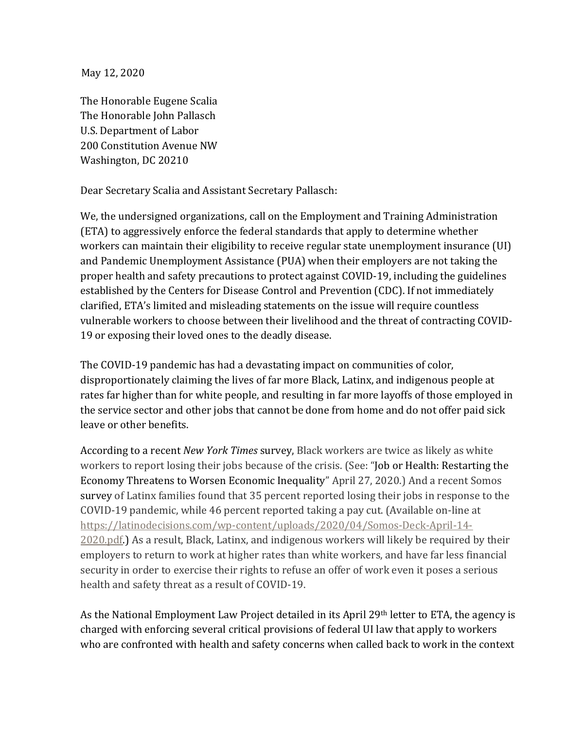May 12, 2020

The Honorable Eugene Scalia
The Honorable John Pallasch
U.S. Department of Labor
200 Constitution Avenue NW
Washington, DC 20210

Dear Secretary Scalia and Assistant Secretary Pallasch:

We, the undersigned organizations, call on the Employment and Training Administration (ETA) to aggressively enforce the federal standards that apply to determine whether workers can maintain their eligibility to receive regular state unemployment insurance (UI) and Pandemic Unemployment Assistance (PUA) when their employers are not taking the proper health and safety precautions to protect against COVID-19, including the guidelines established by the Centers for Disease Control and Prevention (CDC). If not immediately clarified, ETA's limited and misleading statements on the issue will require countless vulnerable workers to choose between their livelihood and the threat of contracting COVID-19 or exposing their loved ones to the deadly disease.

The COVID-19 pandemic has had a devastating impact on communities of color, disproportionately claiming the lives of far more Black, Latinx, and indigenous people at rates far higher than for white people, and resulting in far more layoffs of those employed in the service sector and other jobs that cannot be done from home and do not offer paid sick leave or other benefits.

According to a recent *New York Times* survey, Black workers are twice as likely as white workers to report losing their jobs because of the crisis. (See: "Job or Health: Restarting the Economy Threatens to Worsen Economic Inequality" April 27, 2020.) And a recent Somos survey of Latinx families found that 35 percent reported losing their jobs in response to the COVID-19 pandemic, while 46 percent reported taking a pay cut. (Available on-line at https://latinodecisions.com/wp-content/uploads/2020/04/Somos-Deck-April-14-2020.pdf.) As a result, Black, Latinx, and indigenous workers will likely be required by their employers to return to work at higher rates than white workers, and have far less financial security in order to exercise their rights to refuse an offer of work even it poses a serious health and safety threat as a result of COVID-19.

As the National Employment Law Project detailed in its April 29th letter to ETA, the agency is charged with enforcing several critical provisions of federal UI law that apply to workers who are confronted with health and safety concerns when called back to work in the context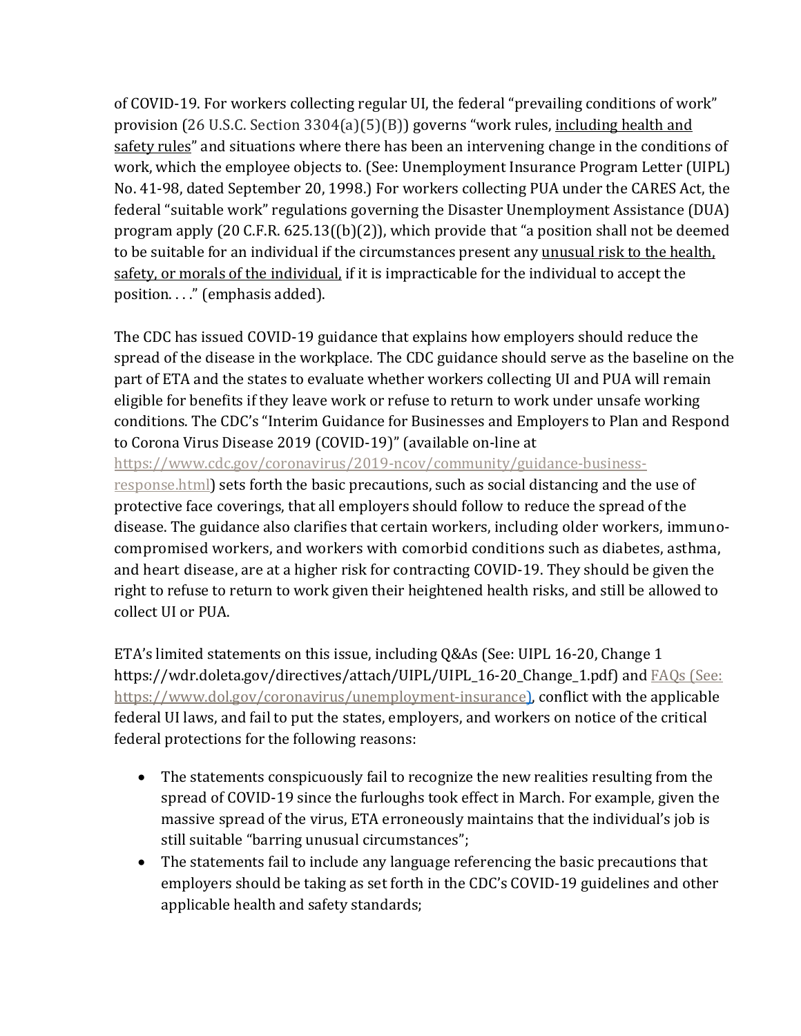of COVID-19. For workers collecting regular UI, the federal "prevailing conditions of work" provision (26 U.S.C. Section 3304(a)(5)(B)) governs "work rules, <u>including health and safety rules</u>" and situations where there has been an intervening change in the conditions of work, which the employee objects to. (See: Unemployment Insurance Program Letter (UIPL) No. 41-98, dated September 20, 1998.) For workers collecting PUA under the CARES Act, the federal "suitable work" regulations governing the Disaster Unemployment Assistance (DUA) program apply (20 C.F.R. 625.13((b)(2)), which provide that "a position shall not be deemed to be suitable for an individual if the circumstances present any <u>unusual risk to the health, safety, or morals of the individual,</u> if it is impracticable for the individual to accept the position. . . ." (emphasis added).

The CDC has issued COVID-19 guidance that explains how employers should reduce the spread of the disease in the workplace. The CDC guidance should serve as the baseline on the part of ETA and the states to evaluate whether workers collecting UI and PUA will remain eligible for benefits if they leave work or refuse to return to work under unsafe working conditions. The CDC's "Interim Guidance for Businesses and Employers to Plan and Respond to Corona Virus Disease 2019 (COVID-19)" (available on-line at https://www.cdc.gov/coronavirus/2019-ncov/community/guidance-business-response.html) sets forth the basic precautions, such as social distancing and the use of protective face coverings, that all employers should follow to reduce the spread of the disease. The guidance also clarifies that certain workers, including older workers, immuno-compromised workers, and workers with comorbid conditions such as diabetes, asthma, and heart disease, are at a higher risk for contracting COVID-19. They should be given the right to refuse to return to work given their heightened health risks, and still be allowed to collect UI or PUA.

ETA's limited statements on this issue, including Q&As (See: UIPL 16-20, Change 1 https://wdr.doleta.gov/directives/attach/UIPL/UIPL_16-20_Change_1.pdf) and FAQs (See: https://www.dol.gov/coronavirus/unemployment-insurance), conflict with the applicable federal UI laws, and fail to put the states, employers, and workers on notice of the critical federal protections for the following reasons:

- The statements conspicuously fail to recognize the new realities resulting from the spread of COVID-19 since the furloughs took effect in March. For example, given the massive spread of the virus, ETA erroneously maintains that the individual's job is still suitable "barring unusual circumstances";
- The statements fail to include any language referencing the basic precautions that employers should be taking as set forth in the CDC's COVID-19 guidelines and other applicable health and safety standards;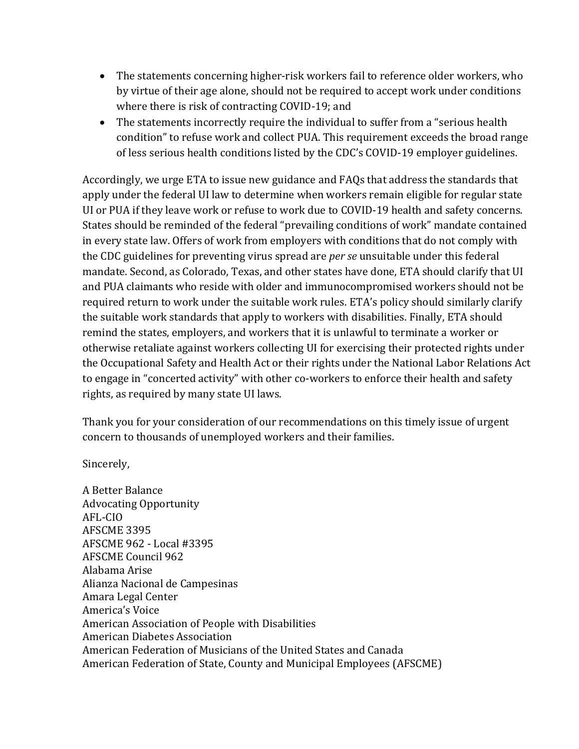- The statements concerning higher-risk workers fail to reference older workers, who by virtue of their age alone, should not be required to accept work under conditions where there is risk of contracting COVID-19; and
- The statements incorrectly require the individual to suffer from a "serious health condition" to refuse work and collect PUA. This requirement exceeds the broad range of less serious health conditions listed by the CDC's COVID-19 employer guidelines.

Accordingly, we urge ETA to issue new guidance and FAQs that address the standards that apply under the federal UI law to determine when workers remain eligible for regular state UI or PUA if they leave work or refuse to work due to COVID-19 health and safety concerns. States should be reminded of the federal "prevailing conditions of work" mandate contained in every state law. Offers of work from employers with conditions that do not comply with the CDC guidelines for preventing virus spread are *per se* unsuitable under this federal mandate. Second, as Colorado, Texas, and other states have done, ETA should clarify that UI and PUA claimants who reside with older and immunocompromised workers should not be required return to work under the suitable work rules. ETA's policy should similarly clarify the suitable work standards that apply to workers with disabilities. Finally, ETA should remind the states, employers, and workers that it is unlawful to terminate a worker or otherwise retaliate against workers collecting UI for exercising their protected rights under the Occupational Safety and Health Act or their rights under the National Labor Relations Act to engage in "concerted activity" with other co-workers to enforce their health and safety rights, as required by many state UI laws.

Thank you for your consideration of our recommendations on this timely issue of urgent concern to thousands of unemployed workers and their families.

Sincerely,

A Better Balance
Advocating Opportunity
AFL-CIO
AFSCME 3395
AFSCME 962 - Local #3395
AFSCME Council 962
Alabama Arise
Alianza Nacional de Campesinas
Amara Legal Center
America's Voice
American Association of People with Disabilities
American Diabetes Association
American Federation of Musicians of the United States and Canada
American Federation of State, County and Municipal Employees (AFSCME)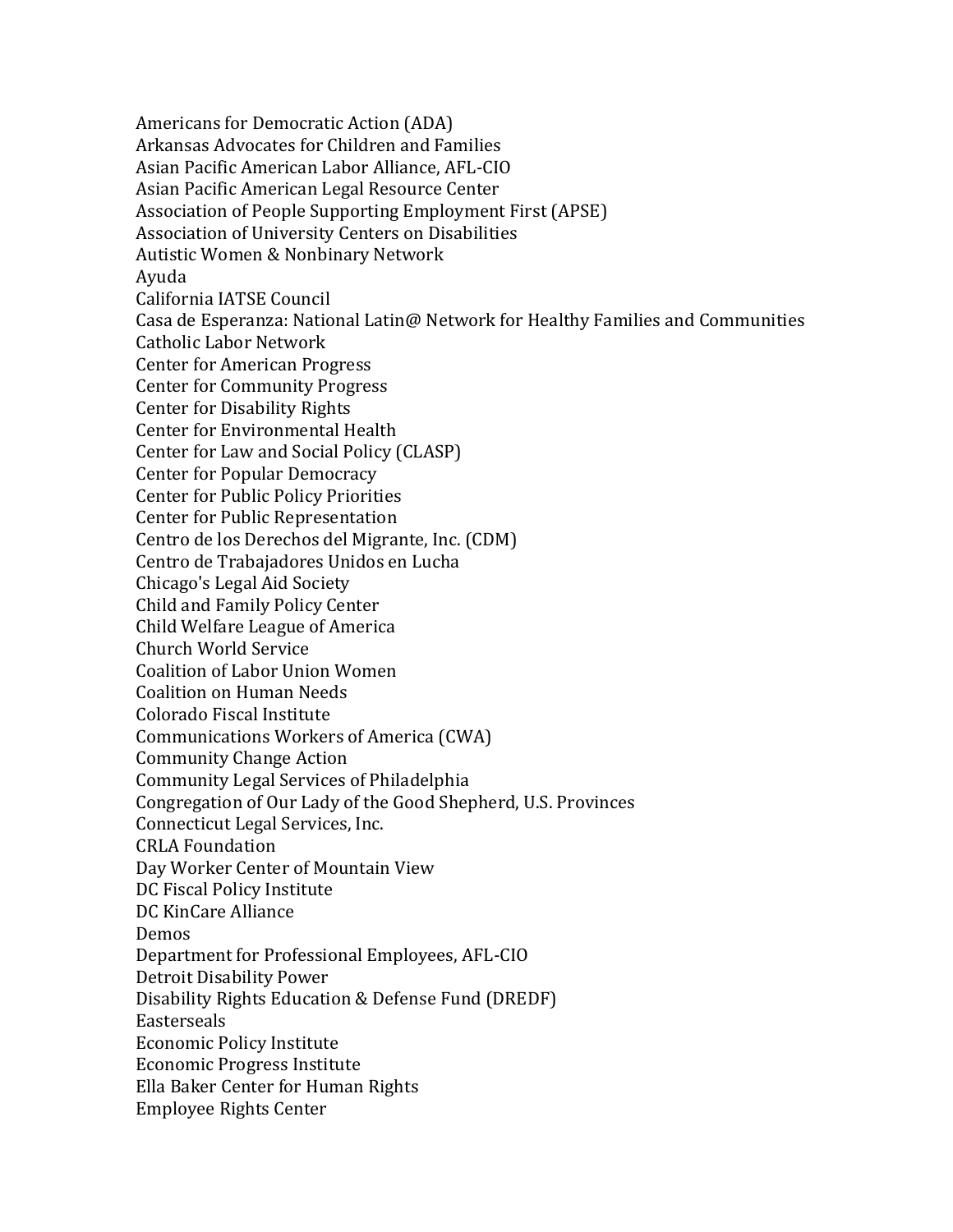Americans for Democratic Action (ADA)
Arkansas Advocates for Children and Families
Asian Pacific American Labor Alliance, AFL-CIO
Asian Pacific American Legal Resource Center
Association of People Supporting Employment First (APSE)
Association of University Centers on Disabilities
Autistic Women & Nonbinary Network
Ayuda
California IATSE Council
Casa de Esperanza: National Latin@ Network for Healthy Families and Communities
Catholic Labor Network
Center for American Progress
Center for Community Progress
Center for Disability Rights
Center for Environmental Health
Center for Law and Social Policy (CLASP)
Center for Popular Democracy
Center for Public Policy Priorities
Center for Public Representation
Centro de los Derechos del Migrante, Inc. (CDM)
Centro de Trabajadores Unidos en Lucha
Chicago's Legal Aid Society
Child and Family Policy Center
Child Welfare League of America
Church World Service
Coalition of Labor Union Women
Coalition on Human Needs
Colorado Fiscal Institute
Communications Workers of America (CWA)
Community Change Action
Community Legal Services of Philadelphia
Congregation of Our Lady of the Good Shepherd, U.S. Provinces
Connecticut Legal Services, Inc.
CRLA Foundation
Day Worker Center of Mountain View
DC Fiscal Policy Institute
DC KinCare Alliance
Demos
Department for Professional Employees, AFL-CIO
Detroit Disability Power
Disability Rights Education & Defense Fund (DREDF)
Easterseals
Economic Policy Institute
Economic Progress Institute
Ella Baker Center for Human Rights
Employee Rights Center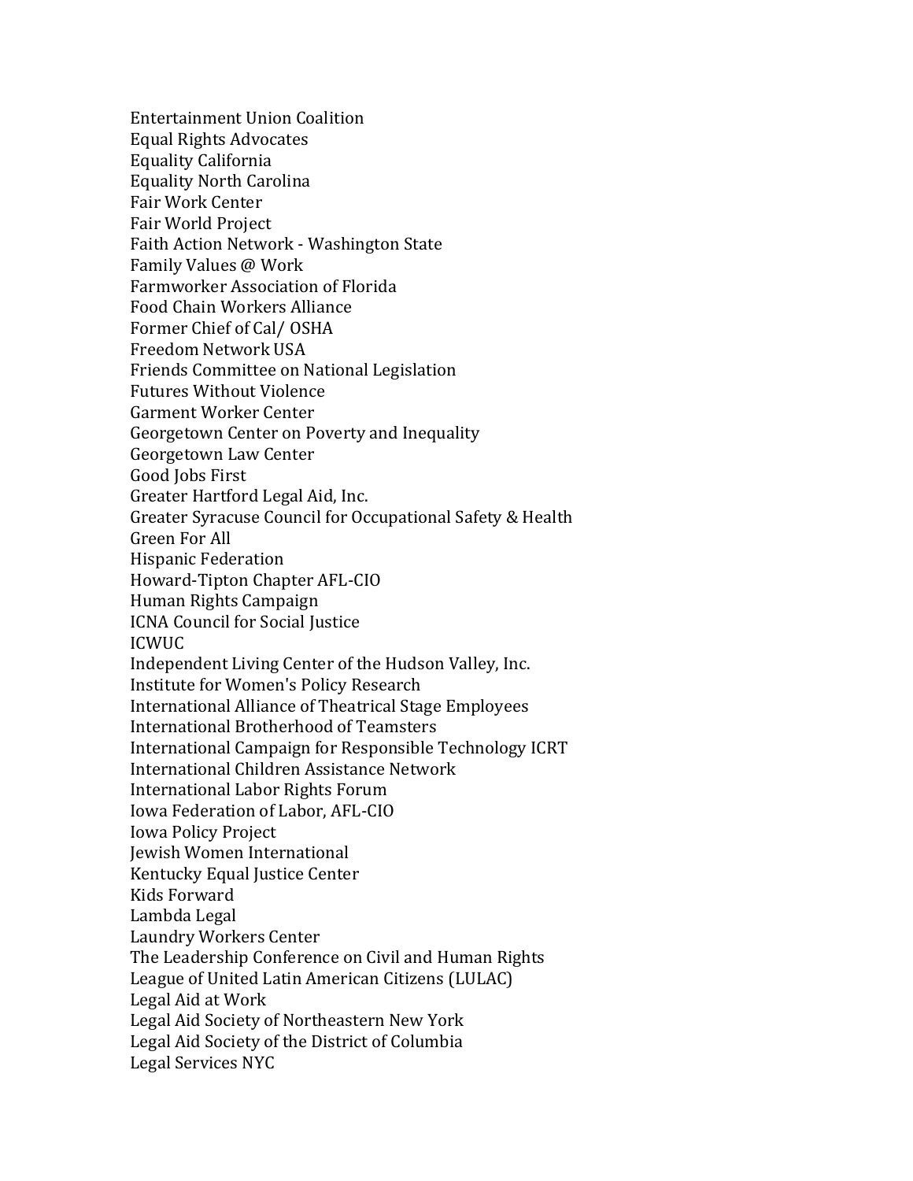Entertainment Union Coalition
Equal Rights Advocates
Equality California
Equality North Carolina
Fair Work Center
Fair World Project
Faith Action Network - Washington State
Family Values @ Work
Farmworker Association of Florida
Food Chain Workers Alliance
Former Chief of Cal/ OSHA
Freedom Network USA
Friends Committee on National Legislation
Futures Without Violence
Garment Worker Center
Georgetown Center on Poverty and Inequality
Georgetown Law Center
Good Jobs First
Greater Hartford Legal Aid, Inc.
Greater Syracuse Council for Occupational Safety & Health
Green For All
Hispanic Federation
Howard-Tipton Chapter AFL-CIO
Human Rights Campaign
ICNA Council for Social Justice
ICWUC
Independent Living Center of the Hudson Valley, Inc.
Institute for Women's Policy Research
International Alliance of Theatrical Stage Employees
International Brotherhood of Teamsters
International Campaign for Responsible Technology ICRT
International Children Assistance Network
International Labor Rights Forum
Iowa Federation of Labor, AFL-CIO
Iowa Policy Project
Jewish Women International
Kentucky Equal Justice Center
Kids Forward
Lambda Legal
Laundry Workers Center
The Leadership Conference on Civil and Human Rights
League of United Latin American Citizens (LULAC)
Legal Aid at Work
Legal Aid Society of Northeastern New York
Legal Aid Society of the District of Columbia
Legal Services NYC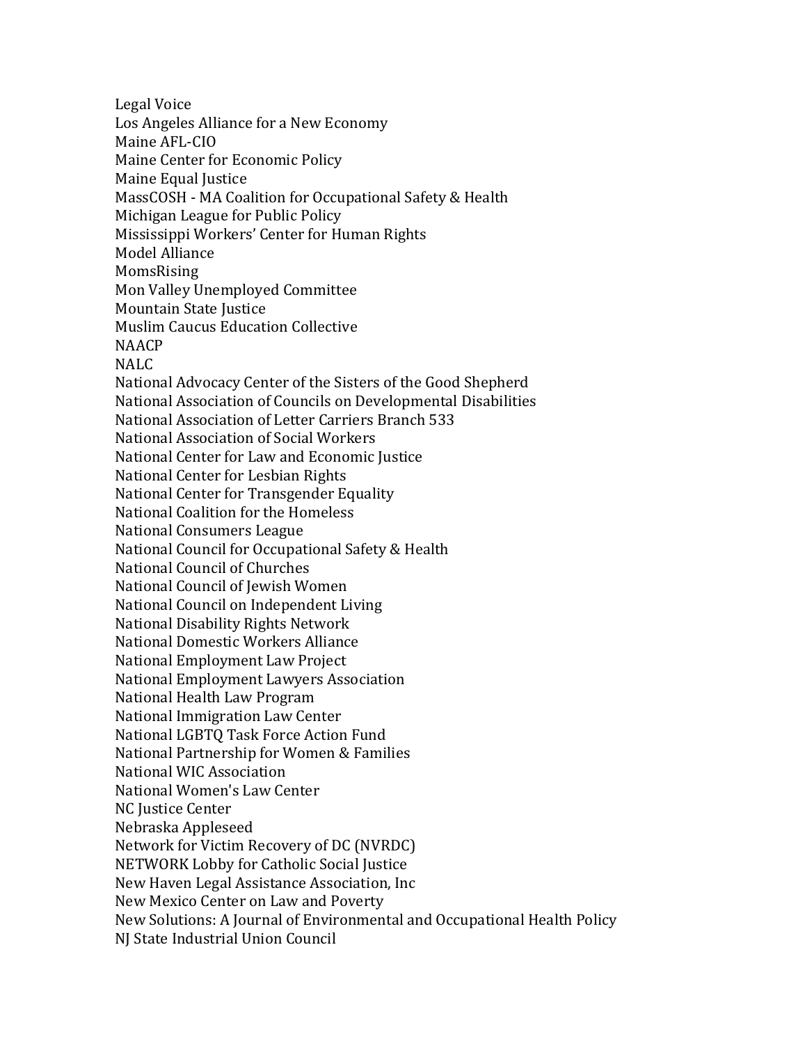Legal Voice
Los Angeles Alliance for a New Economy
Maine AFL-CIO
Maine Center for Economic Policy
Maine Equal Justice
MassCOSH - MA Coalition for Occupational Safety & Health
Michigan League for Public Policy
Mississippi Workers' Center for Human Rights
Model Alliance
MomsRising
Mon Valley Unemployed Committee
Mountain State Justice
Muslim Caucus Education Collective
NAACP
NALC
National Advocacy Center of the Sisters of the Good Shepherd
National Association of Councils on Developmental Disabilities
National Association of Letter Carriers Branch 533
National Association of Social Workers
National Center for Law and Economic Justice
National Center for Lesbian Rights
National Center for Transgender Equality
National Coalition for the Homeless
National Consumers League
National Council for Occupational Safety & Health
National Council of Churches
National Council of Jewish Women
National Council on Independent Living
National Disability Rights Network
National Domestic Workers Alliance
National Employment Law Project
National Employment Lawyers Association
National Health Law Program
National Immigration Law Center
National LGBTQ Task Force Action Fund
National Partnership for Women & Families
National WIC Association
National Women's Law Center
NC Justice Center
Nebraska Appleseed
Network for Victim Recovery of DC (NVRDC)
NETWORK Lobby for Catholic Social Justice
New Haven Legal Assistance Association, Inc
New Mexico Center on Law and Poverty
New Solutions: A Journal of Environmental and Occupational Health Policy
NJ State Industrial Union Council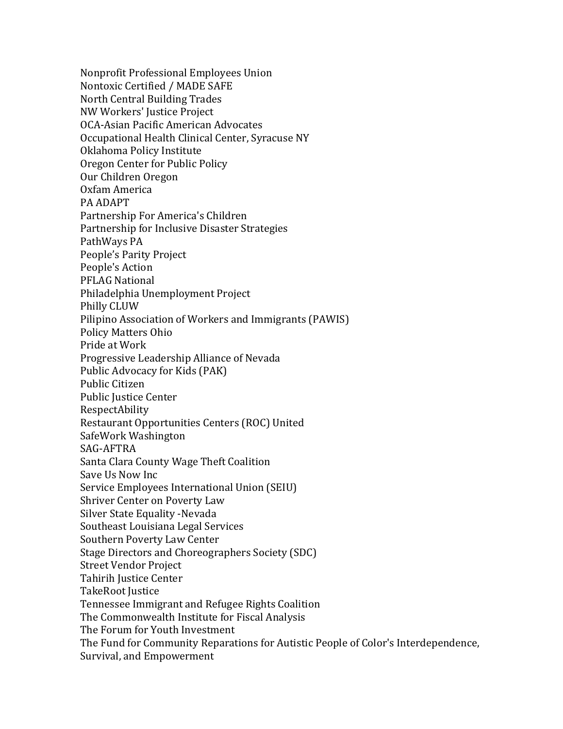Nonprofit Professional Employees Union
Nontoxic Certified / MADE SAFE
North Central Building Trades
NW Workers' Justice Project
OCA-Asian Pacific American Advocates
Occupational Health Clinical Center, Syracuse NY
Oklahoma Policy Institute
Oregon Center for Public Policy
Our Children Oregon
Oxfam America
PA ADAPT
Partnership For America's Children
Partnership for Inclusive Disaster Strategies
PathWays PA
People’s Parity Project
People's Action
PFLAG National
Philadelphia Unemployment Project
Philly CLUW
Pilipino Association of Workers and Immigrants (PAWIS)
Policy Matters Ohio
Pride at Work
Progressive Leadership Alliance of Nevada
Public Advocacy for Kids (PAK)
Public Citizen
Public Justice Center
RespectAbility
Restaurant Opportunities Centers (ROC) United
SafeWork Washington
SAG-AFTRA
Santa Clara County Wage Theft Coalition
Save Us Now Inc
Service Employees International Union (SEIU)
Shriver Center on Poverty Law
Silver State Equality -Nevada
Southeast Louisiana Legal Services
Southern Poverty Law Center
Stage Directors and Choreographers Society (SDC)
Street Vendor Project
Tahirih Justice Center
TakeRoot Justice
Tennessee Immigrant and Refugee Rights Coalition
The Commonwealth Institute for Fiscal Analysis
The Forum for Youth Investment
The Fund for Community Reparations for Autistic People of Color's Interdependence, Survival, and Empowerment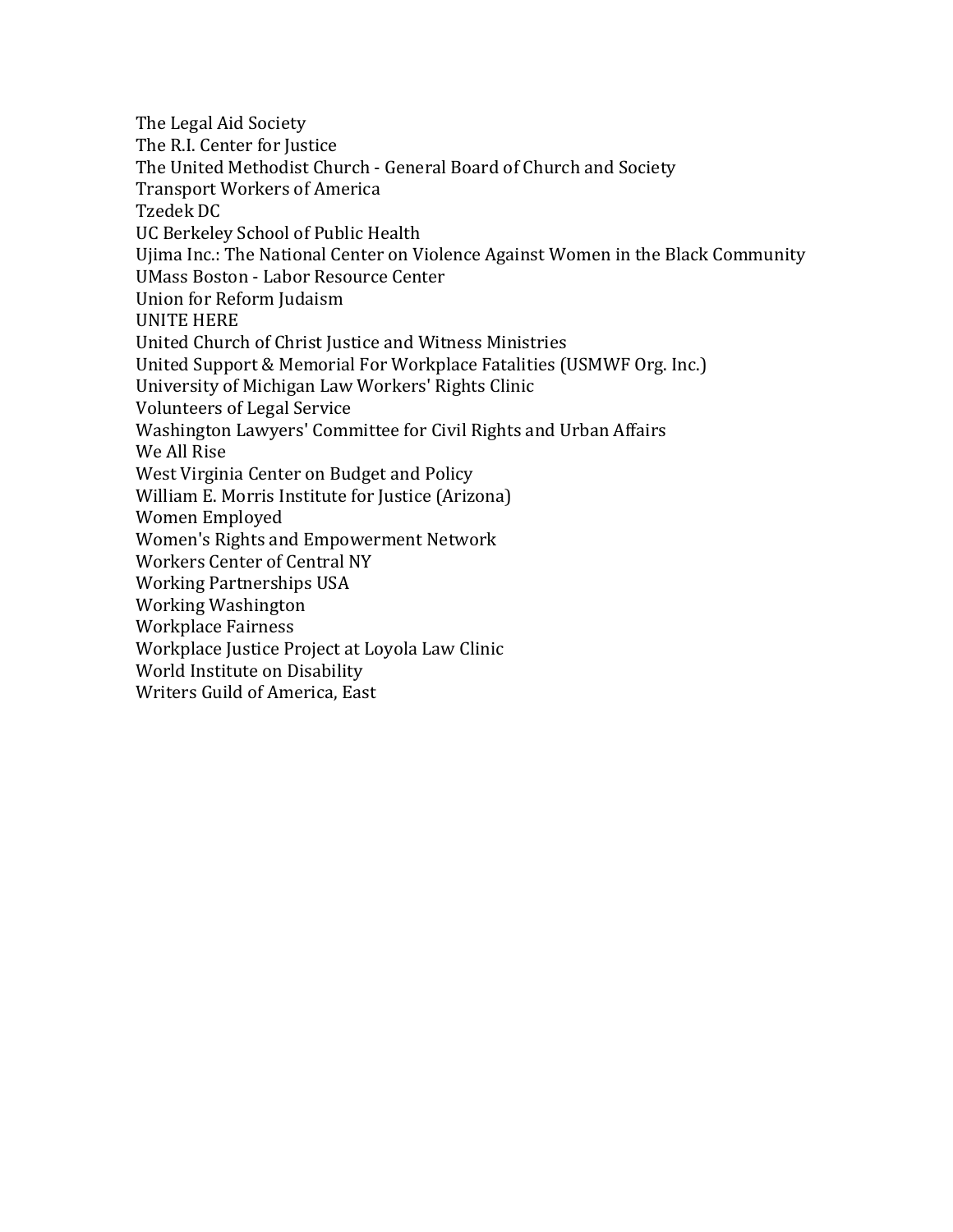The Legal Aid Society
The R.I. Center for Justice
The United Methodist Church - General Board of Church and Society
Transport Workers of America
Tzedek DC
UC Berkeley School of Public Health
Ujima Inc.: The National Center on Violence Against Women in the Black Community
UMass Boston - Labor Resource Center
Union for Reform Judaism
UNITE HERE
United Church of Christ Justice and Witness Ministries
United Support & Memorial For Workplace Fatalities (USMWF Org. Inc.)
University of Michigan Law Workers' Rights Clinic
Volunteers of Legal Service
Washington Lawyers' Committee for Civil Rights and Urban Affairs
We All Rise
West Virginia Center on Budget and Policy
William E. Morris Institute for Justice (Arizona)
Women Employed
Women's Rights and Empowerment Network
Workers Center of Central NY
Working Partnerships USA
Working Washington
Workplace Fairness
Workplace Justice Project at Loyola Law Clinic
World Institute on Disability
Writers Guild of America, East